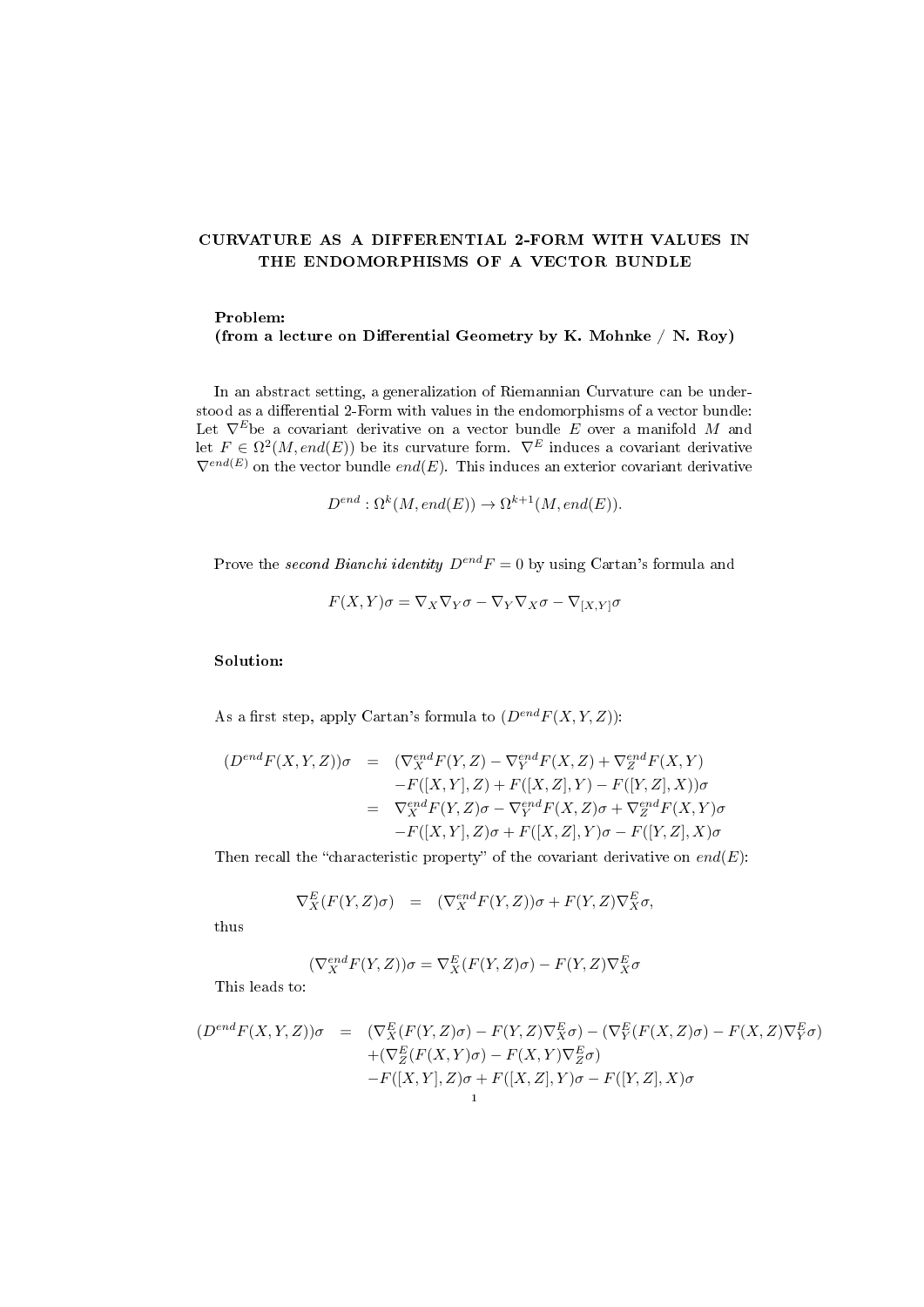# CURVATURE AS A DIFFERENTIAL 2-FORM WITH VALUES IN THE ENDOMORPHISMS OF A VECTOR BUNDLE

**Problem:**
**(from a lecture on Differential Geometry by K. Mohnke / N. Roy)**

In an abstract setting, a generalization of Riemannian Curvature can be understood as a differential 2-Form with values in the endomorphisms of a vector bundle: Let $\nabla^E$be a covariant derivative on a vector bundle $E$ over a manifold $M$ and let $F \in \Omega^2(M, end(E))$ be its curvature form. $\nabla^E$ induces a covariant derivative $\nabla^{end(E)}$ on the vector bundle $end(E)$. This induces an exterior covariant derivative

$$D^{end} : \Omega^k(M, end(E)) \to \Omega^{k+1}(M, end(E)).$$

Prove the *second Bianchi identity* $D^{end}F = 0$ by using Cartan's formula and

$$F(X,Y)\sigma = \nabla_X \nabla_Y \sigma - \nabla_Y \nabla_X \sigma - \nabla_{[X,Y]}\sigma$$

**Solution:**

As a first step, apply Cartan's formula to $(D^{end}F(X,Y,Z))$:

$$\begin{aligned}
(D^{end}F(X,Y,Z))\sigma &= (\nabla_X^{end}F(Y,Z) - \nabla_Y^{end}F(X,Z) + \nabla_Z^{end}F(X,Y) \\
&\quad -F([X,Y],Z) + F([X,Z],Y) - F([Y,Z],X))\sigma \\
&= \nabla_X^{end}F(Y,Z)\sigma - \nabla_Y^{end}F(X,Z)\sigma + \nabla_Z^{end}F(X,Y)\sigma \\
&\quad -F([X,Y],Z)\sigma + F([X,Z],Y)\sigma - F([Y,Z],X)\sigma
\end{aligned}$$

Then recall the "characteristic property" of the covariant derivative on $end(E)$:

$$\nabla_X^E(F(Y,Z)\sigma) = (\nabla_X^{end}F(Y,Z))\sigma + F(Y,Z)\nabla_X^E\sigma,$$

thus

$$(\nabla_X^{end}F(Y,Z))\sigma = \nabla_X^E(F(Y,Z)\sigma) - F(Y,Z)\nabla_X^E\sigma$$

This leads to:

$$\begin{aligned}
(D^{end}F(X,Y,Z))\sigma &= (\nabla_X^E(F(Y,Z)\sigma) - F(Y,Z)\nabla_X^E\sigma) - (\nabla_Y^E(F(X,Z)\sigma) - F(X,Z)\nabla_Y^E\sigma) \\
&\quad +(\nabla_Z^E(F(X,Y)\sigma) - F(X,Y)\nabla_Z^E\sigma) \\
&\quad -F([X,Y],Z)\sigma + F([X,Z],Y)\sigma - F([Y,Z],X)\sigma
\end{aligned}$$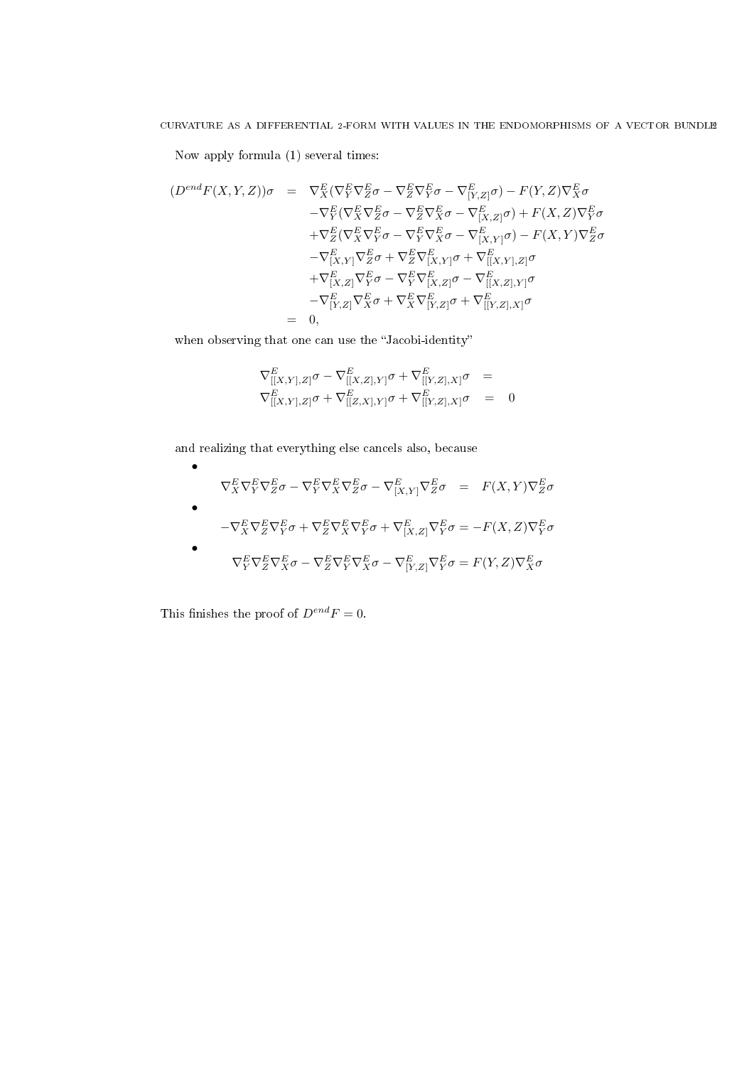Now apply formula (1) several times:

$$
\begin{aligned}
(D^{end}F(X,Y,Z))\sigma &= \nabla^E_X(\nabla^E_Y\nabla^E_Z\sigma - \nabla^E_Z\nabla^E_Y\sigma - \nabla^E_{[Y,Z]}\sigma) - F(Y,Z)\nabla^E_X\sigma \\
&\quad -\nabla^E_Y(\nabla^E_X\nabla^E_Z\sigma - \nabla^E_Z\nabla^E_X\sigma - \nabla^E_{[X,Z]}\sigma) + F(X,Z)\nabla^E_Y\sigma \\
&\quad +\nabla^E_Z(\nabla^E_X\nabla^E_Y\sigma - \nabla^E_Y\nabla^E_X\sigma - \nabla^E_{[X,Y]}\sigma) - F(X,Y)\nabla^E_Z\sigma \\
&\quad -\nabla^E_{[X,Y]}\nabla^E_Z\sigma + \nabla^E_Z\nabla^E_{[X,Y]}\sigma + \nabla^E_{[[X,Y],Z]}\sigma \\
&\quad +\nabla^E_{[X,Z]}\nabla^E_Y\sigma - \nabla^E_Y\nabla^E_{[X,Z]}\sigma - \nabla^E_{[[X,Z],Y]}\sigma \\
&\quad -\nabla^E_{[Y,Z]}\nabla^E_X\sigma + \nabla^E_X\nabla^E_{[Y,Z]}\sigma + \nabla^E_{[[Y,Z],X]}\sigma \\
&= 0,
\end{aligned}
$$

when observing that one can use the "Jacobi-identity"

$$
\begin{aligned}
\nabla^E_{[[X,Y],Z]}\sigma - \nabla^E_{[[X,Z],Y]}\sigma + \nabla^E_{[[Y,Z],X]}\sigma &= \\
\nabla^E_{[[X,Y],Z]}\sigma + \nabla^E_{[[Z,X],Y]}\sigma + \nabla^E_{[[Y,Z],X]}\sigma &= 0
\end{aligned}
$$

and realizing that everything else cancels also, because

- $$\nabla^E_X\nabla^E_Y\nabla^E_Z\sigma - \nabla^E_Y\nabla^E_X\nabla^E_Z\sigma - \nabla^E_{[X,Y]}\nabla^E_Z\sigma = F(X,Y)\nabla^E_Z\sigma$$
- $$-\nabla^E_X\nabla^E_Z\nabla^E_Y\sigma + \nabla^E_Z\nabla^E_X\nabla^E_Y\sigma + \nabla^E_{[X,Z]}\nabla^E_Y\sigma = -F(X,Z)\nabla^E_Y\sigma$$
- $$\nabla^E_Y\nabla^E_Z\nabla^E_X\sigma - \nabla^E_Z\nabla^E_Y\nabla^E_X\sigma - \nabla^E_{[Y,Z]}\nabla^E_Y\sigma = F(Y,Z)\nabla^E_X\sigma$$

This finishes the proof of $D^{end}F = 0$.